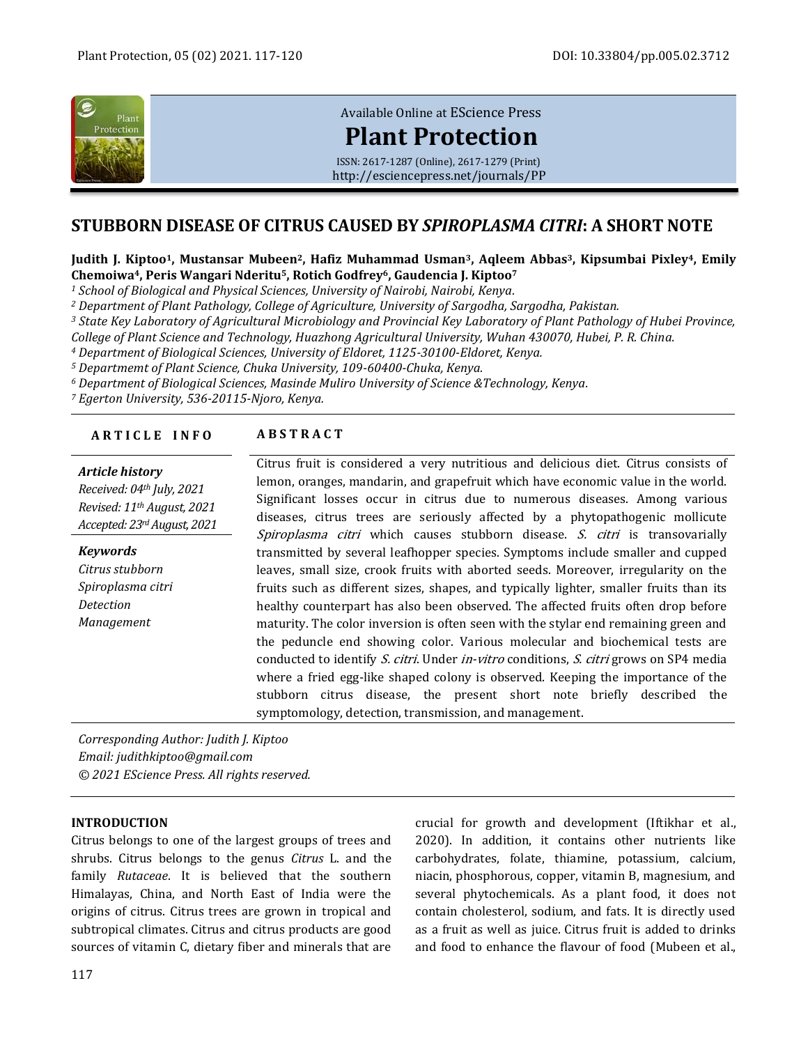Available Online at EScience Press

**Plant Protection**

ISSN: 2617-1287 (Online), 2617-1279 (Print)
http://esciencepress.net/journals/PP

# STUBBORN DISEASE OF CITRUS CAUSED BY *SPIROPLASMA CITRI*: A SHORT NOTE

**Judith J. Kiptoo[1], Mustansar Mubeen[2], Hafiz Muhammad Usman[3], Aqleem Abbas[3], Kipsumbai Pixley[4], Emily Chemoiwa[4], Peris Wangari Nderitu[5], Rotich Godfrey[6], Gaudencia J. Kiptoo[7]**

*[1] School of Biological and Physical Sciences, University of Nairobi, Nairobi, Kenya.*
*[2] Department of Plant Pathology, College of Agriculture, University of Sargodha, Sargodha, Pakistan.*
*[3] State Key Laboratory of Agricultural Microbiology and Provincial Key Laboratory of Plant Pathology of Hubei Province, College of Plant Science and Technology, Huazhong Agricultural University, Wuhan 430070, Hubei, P. R. China.*
*[4] Department of Biological Sciences, University of Eldoret, 1125-30100-Eldoret, Kenya.*
*[5] Departmemt of Plant Science, Chuka University, 109-60400-Chuka, Kenya.*
*[6] Department of Biological Sciences, Masinde Muliro University of Science &Technology, Kenya.*
*[7] Egerton University, 536-20115-Njoro, Kenya.*

**ARTICLE INFO**

***Article history***
*Received: 04th July, 2021*
*Revised: 11th August, 2021*
*Accepted: 23rd August, 2021*

***Keywords***
*Citrus stubborn*
*Spiroplasma citri*
*Detection*
*Management*

**ABSTRACT**

Citrus fruit is considered a very nutritious and delicious diet. Citrus consists of lemon, oranges, mandarin, and grapefruit which have economic value in the world. Significant losses occur in citrus due to numerous diseases. Among various diseases, citrus trees are seriously affected by a phytopathogenic mollicute *Spiroplasma citri* which causes stubborn disease. *S. citri* is transovarially transmitted by several leafhopper species. Symptoms include smaller and cupped leaves, small size, crook fruits with aborted seeds. Moreover, irregularity on the fruits such as different sizes, shapes, and typically lighter, smaller fruits than its healthy counterpart has also been observed. The affected fruits often drop before maturity. The color inversion is often seen with the stylar end remaining green and the peduncle end showing color. Various molecular and biochemical tests are conducted to identify *S. citri*. Under *in-vitro* conditions, *S. citri* grows on SP4 media where a fried egg-like shaped colony is observed. Keeping the importance of the stubborn citrus disease, the present short note briefly described the symptomology, detection, transmission, and management.

*Corresponding Author: Judith J. Kiptoo*
*Email: judithkiptoo@gmail.com*
*© 2021 EScience Press. All rights reserved.*

## INTRODUCTION

Citrus belongs to one of the largest groups of trees and shrubs. Citrus belongs to the genus *Citrus* L. and the family *Rutaceae*. It is believed that the southern Himalayas, China, and North East of India were the origins of citrus. Citrus trees are grown in tropical and subtropical climates. Citrus and citrus products are good sources of vitamin C, dietary fiber and minerals that are crucial for growth and development (Iftikhar et al., 2020). In addition, it contains other nutrients like carbohydrates, folate, thiamine, potassium, calcium, niacin, phosphorous, copper, vitamin B, magnesium, and several phytochemicals. As a plant food, it does not contain cholesterol, sodium, and fats. It is directly used as a fruit as well as juice. Citrus fruit is added to drinks and food to enhance the flavour of food (Mubeen et al.,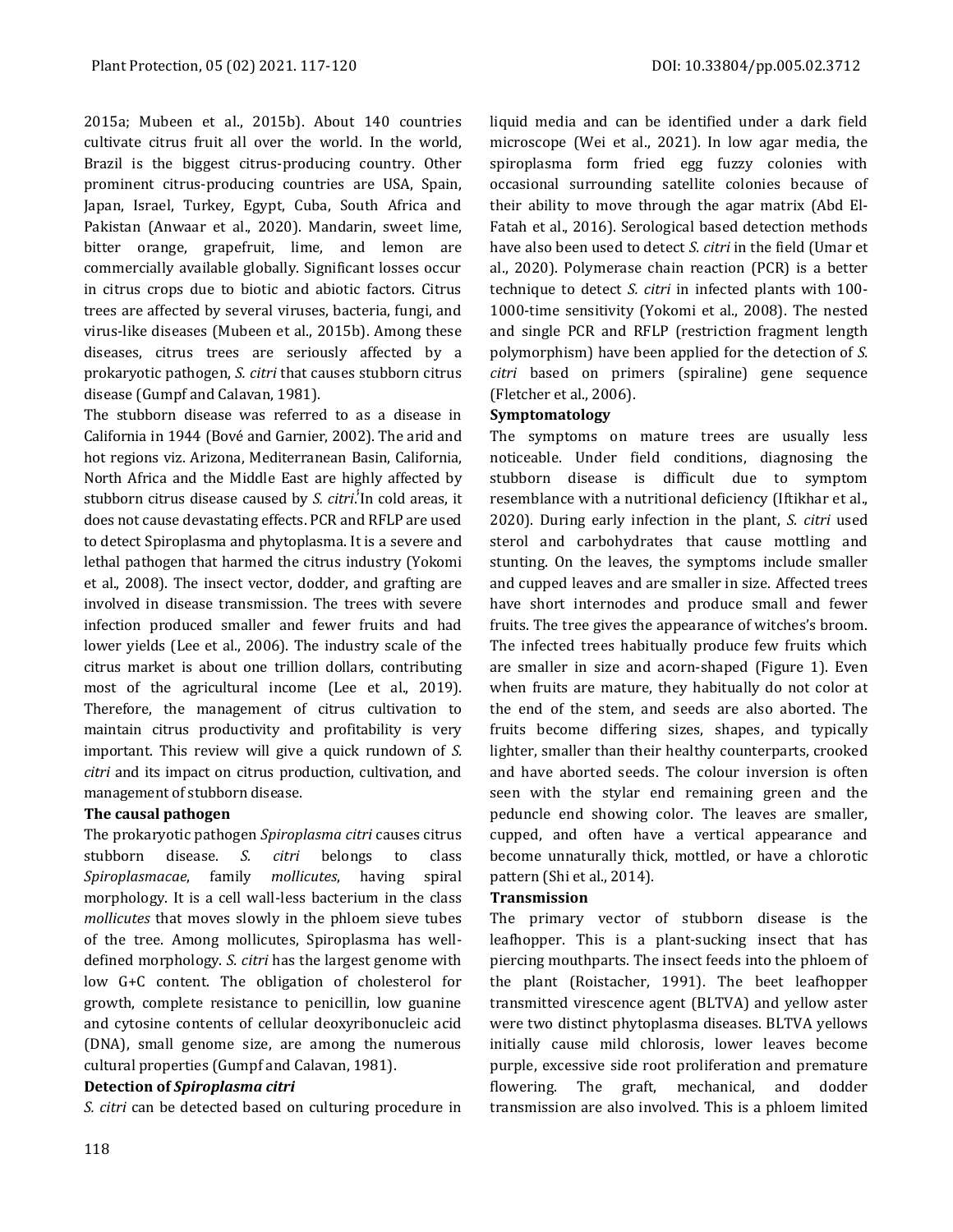2015a; Mubeen et al., 2015b). About 140 countries cultivate citrus fruit all over the world. In the world, Brazil is the biggest citrus-producing country. Other prominent citrus-producing countries are USA, Spain, Japan, Israel, Turkey, Egypt, Cuba, South Africa and Pakistan (Anwaar et al., 2020). Mandarin, sweet lime, bitter orange, grapefruit, lime, and lemon are commercially available globally. Significant losses occur in citrus crops due to biotic and abiotic factors. Citrus trees are affected by several viruses, bacteria, fungi, and virus-like diseases (Mubeen et al., 2015b). Among these diseases, citrus trees are seriously affected by a prokaryotic pathogen, *S. citri* that causes stubborn citrus disease (Gumpf and Calavan, 1981).

The stubborn disease was referred to as a disease in California in 1944 (Bové and Garnier, 2002). The arid and hot regions viz. Arizona, Mediterranean Basin, California, North Africa and the Middle East are highly affected by stubborn citrus disease caused by *S. citri*.[!] In cold areas, it does not cause devastating effects. PCR and RFLP are used to detect Spiroplasma and phytoplasma. It is a severe and lethal pathogen that harmed the citrus industry (Yokomi et al., 2008). The insect vector, dodder, and grafting are involved in disease transmission. The trees with severe infection produced smaller and fewer fruits and had lower yields (Lee et al., 2006). The industry scale of the citrus market is about one trillion dollars, contributing most of the agricultural income (Lee et al., 2019). Therefore, the management of citrus cultivation to maintain citrus productivity and profitability is very important. This review will give a quick rundown of *S. citri* and its impact on citrus production, cultivation, and management of stubborn disease.

**The causal pathogen**

The prokaryotic pathogen *Spiroplasma citri* causes citrus stubborn disease. *S. citri* belongs to class *Spiroplasmacae*, family *mollicutes*, having spiral morphology. It is a cell wall-less bacterium in the class *mollicutes* that moves slowly in the phloem sieve tubes of the tree. Among mollicutes, Spiroplasma has well-defined morphology. *S. citri* has the largest genome with low G+C content. The obligation of cholesterol for growth, complete resistance to penicillin, low guanine and cytosine contents of cellular deoxyribonucleic acid (DNA), small genome size, are among the numerous cultural properties (Gumpf and Calavan, 1981).

**Detection of *Spiroplasma citri***

*S. citri* can be detected based on culturing procedure in liquid media and can be identified under a dark field microscope (Wei et al., 2021). In low agar media, the spiroplasma form fried egg fuzzy colonies with occasional surrounding satellite colonies because of their ability to move through the agar matrix (Abd El-Fatah et al., 2016). Serological based detection methods have also been used to detect *S. citri* in the field (Umar et al., 2020). Polymerase chain reaction (PCR) is a better technique to detect *S. citri* in infected plants with 100-1000-time sensitivity (Yokomi et al., 2008). The nested and single PCR and RFLP (restriction fragment length polymorphism) have been applied for the detection of *S. citri* based on primers (spiraline) gene sequence (Fletcher et al., 2006).

**Symptomatology**

The symptoms on mature trees are usually less noticeable. Under field conditions, diagnosing the stubborn disease is difficult due to symptom resemblance with a nutritional deficiency (Iftikhar et al., 2020). During early infection in the plant, *S. citri* used sterol and carbohydrates that cause mottling and stunting. On the leaves, the symptoms include smaller and cupped leaves and are smaller in size. Affected trees have short internodes and produce small and fewer fruits. The tree gives the appearance of witches's broom. The infected trees habitually produce few fruits which are smaller in size and acorn-shaped (Figure 1). Even when fruits are mature, they habitually do not color at the end of the stem, and seeds are also aborted. The fruits become differing sizes, shapes, and typically lighter, smaller than their healthy counterparts, crooked and have aborted seeds. The colour inversion is often seen with the stylar end remaining green and the peduncle end showing color. The leaves are smaller, cupped, and often have a vertical appearance and become unnaturally thick, mottled, or have a chlorotic pattern (Shi et al., 2014).

**Transmission**

The primary vector of stubborn disease is the leafhopper. This is a plant-sucking insect that has piercing mouthparts. The insect feeds into the phloem of the plant (Roistacher, 1991). The beet leafhopper transmitted virescence agent (BLTVA) and yellow aster were two distinct phytoplasma diseases. BLTVA yellows initially cause mild chlorosis, lower leaves become purple, excessive side root proliferation and premature flowering. The graft, mechanical, and dodder transmission are also involved. This is a phloem limited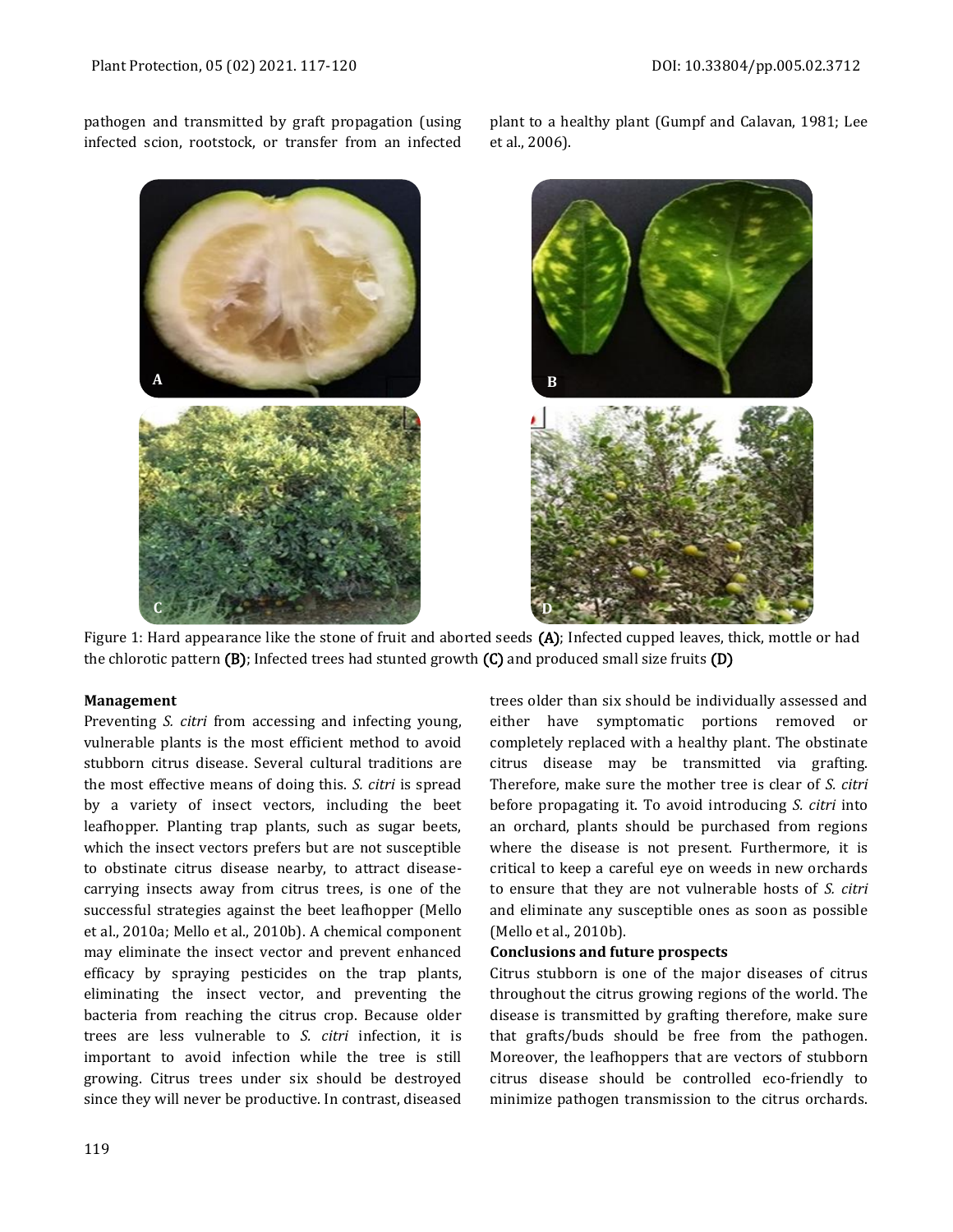pathogen and transmitted by graft propagation (using infected scion, rootstock, or transfer from an infected plant to a healthy plant (Gumpf and Calavan, 1981; Lee et al., 2006).

Figure 1: Hard appearance like the stone of fruit and aborted seeds **(A)**; Infected cupped leaves, thick, mottle or had the chlorotic pattern **(B)**; Infected trees had stunted growth **(C)** and produced small size fruits **(D)**

**Management**

Preventing *S. citri* from accessing and infecting young, vulnerable plants is the most efficient method to avoid stubborn citrus disease. Several cultural traditions are the most effective means of doing this. *S. citri* is spread by a variety of insect vectors, including the beet leafhopper. Planting trap plants, such as sugar beets, which the insect vectors prefers but are not susceptible to obstinate citrus disease nearby, to attract disease-carrying insects away from citrus trees, is one of the successful strategies against the beet leafhopper (Mello et al., 2010a; Mello et al., 2010b). A chemical component may eliminate the insect vector and prevent enhanced efficacy by spraying pesticides on the trap plants, eliminating the insect vector, and preventing the bacteria from reaching the citrus crop. Because older trees are less vulnerable to *S. citri* infection, it is important to avoid infection while the tree is still growing. Citrus trees under six should be destroyed since they will never be productive. In contrast, diseased trees older than six should be individually assessed and either have symptomatic portions removed or completely replaced with a healthy plant. The obstinate citrus disease may be transmitted via grafting. Therefore, make sure the mother tree is clear of *S. citri* before propagating it. To avoid introducing *S. citri* into an orchard, plants should be purchased from regions where the disease is not present. Furthermore, it is critical to keep a careful eye on weeds in new orchards to ensure that they are not vulnerable hosts of *S. citri* and eliminate any susceptible ones as soon as possible (Mello et al., 2010b).

**Conclusions and future prospects**

Citrus stubborn is one of the major diseases of citrus throughout the citrus growing regions of the world. The disease is transmitted by grafting therefore, make sure that grafts/buds should be free from the pathogen. Moreover, the leafhoppers that are vectors of stubborn citrus disease should be controlled eco-friendly to minimize pathogen transmission to the citrus orchards.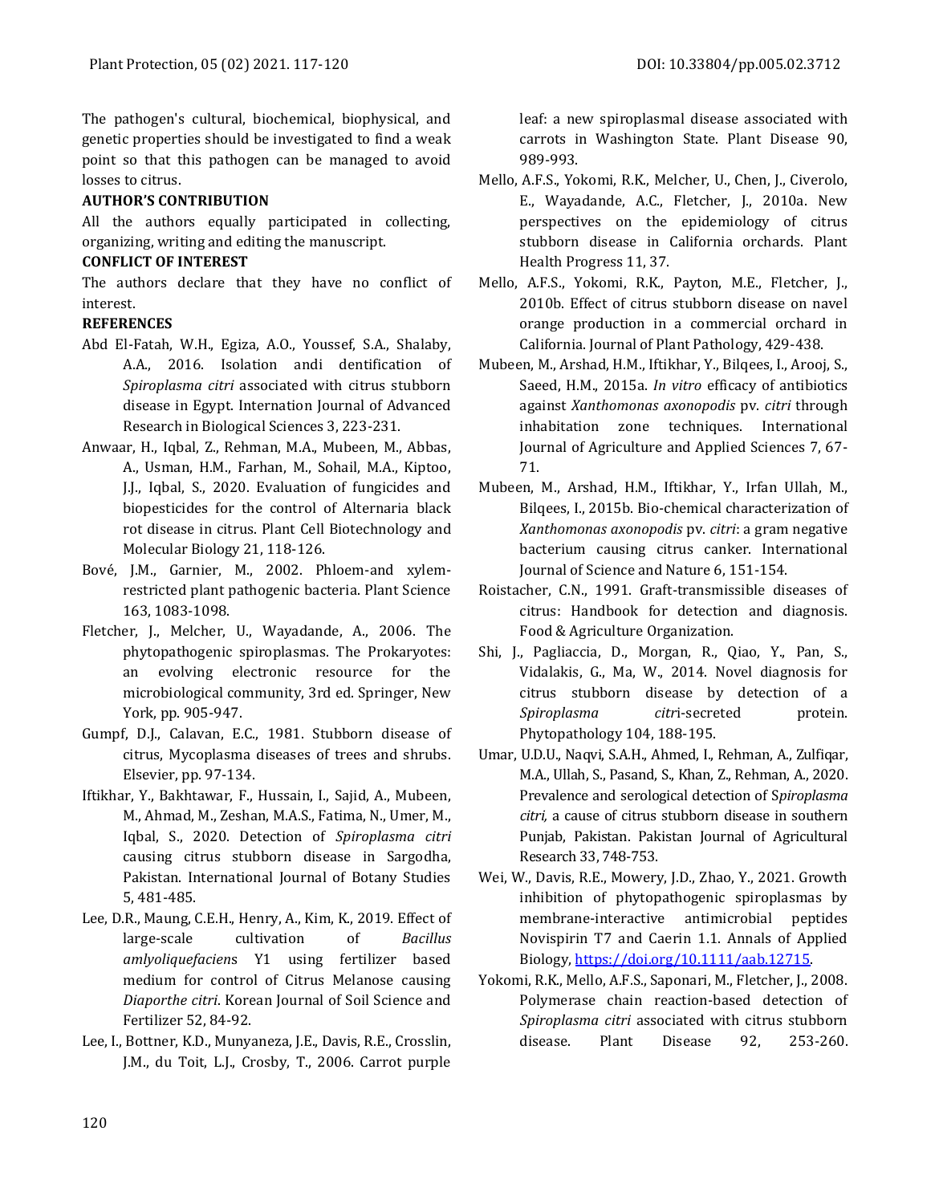The pathogen's cultural, biochemical, biophysical, and genetic properties should be investigated to find a weak point so that this pathogen can be managed to avoid losses to citrus.

**AUTHOR'S CONTRIBUTION**

All the authors equally participated in collecting, organizing, writing and editing the manuscript.

**CONFLICT OF INTEREST**

The authors declare that they have no conflict of interest.

**REFERENCES**

Abd El-Fatah, W.H., Egiza, A.O., Youssef, S.A., Shalaby, A.A., 2016. Isolation andi dentification of *Spiroplasma citri* associated with citrus stubborn disease in Egypt. Internation Journal of Advanced Research in Biological Sciences 3, 223-231.

Anwaar, H., Iqbal, Z., Rehman, M.A., Mubeen, M., Abbas, A., Usman, H.M., Farhan, M., Sohail, M.A., Kiptoo, J.J., Iqbal, S., 2020. Evaluation of fungicides and biopesticides for the control of Alternaria black rot disease in citrus. Plant Cell Biotechnology and Molecular Biology 21, 118-126.

Bové, J.M., Garnier, M., 2002. Phloem-and xylem-restricted plant pathogenic bacteria. Plant Science 163, 1083-1098.

Fletcher, J., Melcher, U., Wayadande, A., 2006. The phytopathogenic spiroplasmas. The Prokaryotes: an evolving electronic resource for the microbiological community, 3rd ed. Springer, New York, pp. 905-947.

Gumpf, D.J., Calavan, E.C., 1981. Stubborn disease of citrus, Mycoplasma diseases of trees and shrubs. Elsevier, pp. 97-134.

Iftikhar, Y., Bakhtawar, F., Hussain, I., Sajid, A., Mubeen, M., Ahmad, M., Zeshan, M.A.S., Fatima, N., Umer, M., Iqbal, S., 2020. Detection of *Spiroplasma citri* causing citrus stubborn disease in Sargodha, Pakistan. International Journal of Botany Studies 5, 481-485.

Lee, D.R., Maung, C.E.H., Henry, A., Kim, K., 2019. Effect of large-scale cultivation of *Bacillus amlyoliquefaciens* Y1 using fertilizer based medium for control of Citrus Melanose causing *Diaporthe citri*. Korean Journal of Soil Science and Fertilizer 52, 84-92.

Lee, I., Bottner, K.D., Munyaneza, J.E., Davis, R.E., Crosslin, J.M., du Toit, L.J., Crosby, T., 2006. Carrot purple leaf: a new spiroplasmal disease associated with carrots in Washington State. Plant Disease 90, 989-993.

Mello, A.F.S., Yokomi, R.K., Melcher, U., Chen, J., Civerolo, E., Wayadande, A.C., Fletcher, J., 2010a. New perspectives on the epidemiology of citrus stubborn disease in California orchards. Plant Health Progress 11, 37.

Mello, A.F.S., Yokomi, R.K., Payton, M.E., Fletcher, J., 2010b. Effect of citrus stubborn disease on navel orange production in a commercial orchard in California. Journal of Plant Pathology, 429-438.

Mubeen, M., Arshad, H.M., Iftikhar, Y., Bilqees, I., Arooj, S., Saeed, H.M., 2015a. *In vitro* efficacy of antibiotics against *Xanthomonas axonopodis* pv. *citri* through inhabitation zone techniques. International Journal of Agriculture and Applied Sciences 7, 67-71.

Mubeen, M., Arshad, H.M., Iftikhar, Y., Irfan Ullah, M., Bilqees, I., 2015b. Bio-chemical characterization of *Xanthomonas axonopodis* pv. *citri*: a gram negative bacterium causing citrus canker. International Journal of Science and Nature 6, 151-154.

Roistacher, C.N., 1991. Graft-transmissible diseases of citrus: Handbook for detection and diagnosis. Food & Agriculture Organization.

Shi, J., Pagliaccia, D., Morgan, R., Qiao, Y., Pan, S., Vidalakis, G., Ma, W., 2014. Novel diagnosis for citrus stubborn disease by detection of a *Spiroplasma citri*-secreted protein. Phytopathology 104, 188-195.

Umar, U.D.U., Naqvi, S.A.H., Ahmed, I., Rehman, A., Zulfiqar, M.A., Ullah, S., Pasand, S., Khan, Z., Rehman, A., 2020. Prevalence and serological detection of *Spiroplasma citri,* a cause of citrus stubborn disease in southern Punjab, Pakistan. Pakistan Journal of Agricultural Research 33, 748-753.

Wei, W., Davis, R.E., Mowery, J.D., Zhao, Y., 2021. Growth inhibition of phytopathogenic spiroplasmas by membrane-interactive antimicrobial peptides Novispirin T7 and Caerin 1.1. Annals of Applied Biology, https://doi.org/10.1111/aab.12715.

Yokomi, R.K., Mello, A.F.S., Saponari, M., Fletcher, J., 2008. Polymerase chain reaction-based detection of *Spiroplasma citri* associated with citrus stubborn disease. Plant Disease 92, 253-260.